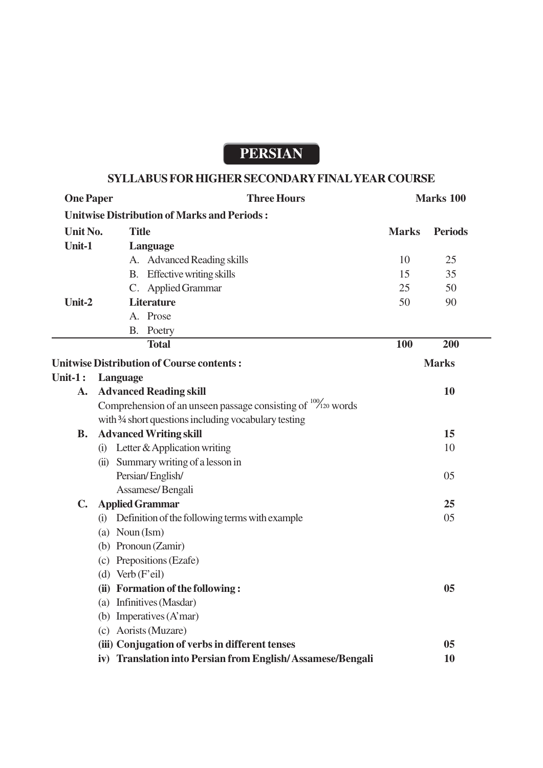# PERSIAN

## SYLLABUS FOR HIGHER SECONDARY FINAL YEAR COURSE

**One Paper** | **Three Hours** | **Marks 100**

**Unitwise Distribution of Marks and Periods :**

| Unit No. | Title | Marks | Periods |
|---|---|---|---|
| **Unit-1** | **Language** | | |
| | A. Advanced Reading skills | 10 | 25 |
| | B. Effective writing skills | 15 | 35 |
| | C. Applied Grammar | 25 | 50 |
| **Unit-2** | **Literature** | 50 | 90 |
| | A. Prose | | |
| | B. Poetry | | |
| | **Total** | **100** | **200** |

**Unitwise Distribution of Course contents :** **Marks**

**Unit-1 : Language**

**A. Advanced Reading skill** — **10**

Comprehension of an unseen passage consisting of 100/120 words with ¾ short questions including vocabulary testing

**B. Advanced Writing skill** — **15**

(i) Letter & Application writing — 10

(ii) Summary writing of a lesson in Persian/ English/ Assamese/ Bengali — 05

**C. Applied Grammar** — **25**

(i) Definition of the following terms with example — 05

(a) Noun (Ism)

(b) Pronoun (Zamir)

(c) Prepositions (Ezafe)

(d) Verb (F'eil)

**(ii) Formation of the following :** — **05**

(a) Infinitives (Masdar)

(b) Imperatives (A'mar)

(c) Aorists (Muzare)

**(iii) Conjugation of verbs in different tenses** — **05**

**iv) Translation into Persian from English/ Assamese/Bengali** — **10**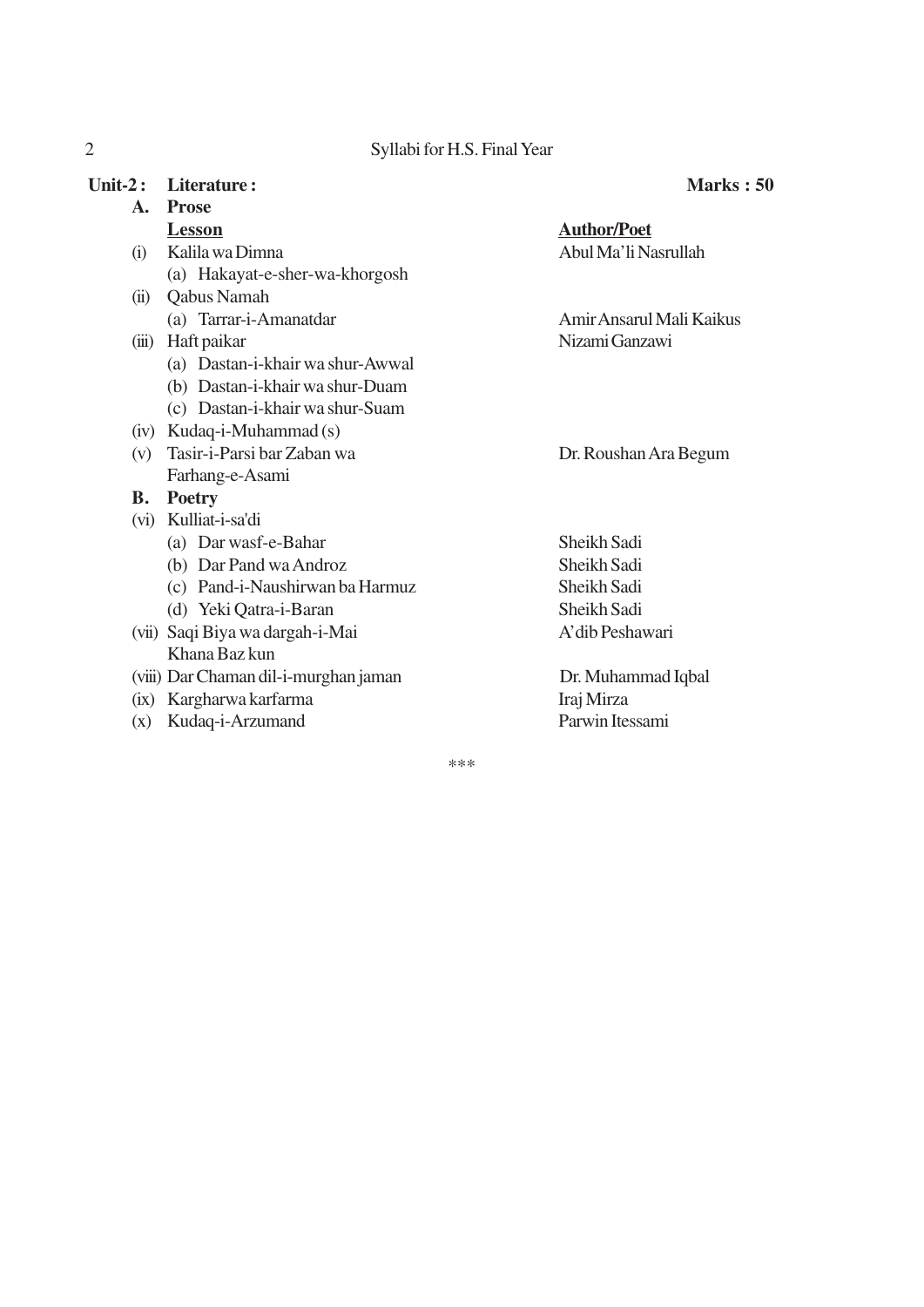**Unit-2 : Literature :** **Marks : 50**

**A. Prose**

| **Lesson** | **Author/Poet** |
|---|---|
| (i) Kalila wa Dimna | Abul Ma'li Nasrullah |
| (a) Hakayat-e-sher-wa-khorgosh | |
| (ii) Qabus Namah | |
| (a) Tarrar-i-Amanatdar | Amir Ansarul Mali Kaikus |
| (iii) Haft paikar | Nizami Ganzawi |
| (a) Dastan-i-khair wa shur-Awwal | |
| (b) Dastan-i-khair wa shur-Duam | |
| (c) Dastan-i-khair wa shur-Suam | |
| (iv) Kudaq-i-Muhammad (s) | |
| (v) Tasir-i-Parsi bar Zaban wa Farhang-e-Asami | Dr. Roushan Ara Begum |

**B. Poetry**

| | |
|---|---|
| (vi) Kulliat-i-sa'di | |
| (a) Dar wasf-e-Bahar | Sheikh Sadi |
| (b) Dar Pand wa Androz | Sheikh Sadi |
| (c) Pand-i-Naushirwan ba Harmuz | Sheikh Sadi |
| (d) Yeki Qatra-i-Baran | Sheikh Sadi |
| (vii) Saqi Biya wa dargah-i-Mai Khana Baz kun | A'dib Peshawari |
| (viii) Dar Chaman dil-i-murghan jaman | Dr. Muhammad Iqbal |
| (ix) Kargharwa karfarma | Iraj Mirza |
| (x) Kudaq-i-Arzumand | Parwin Itessami |

***